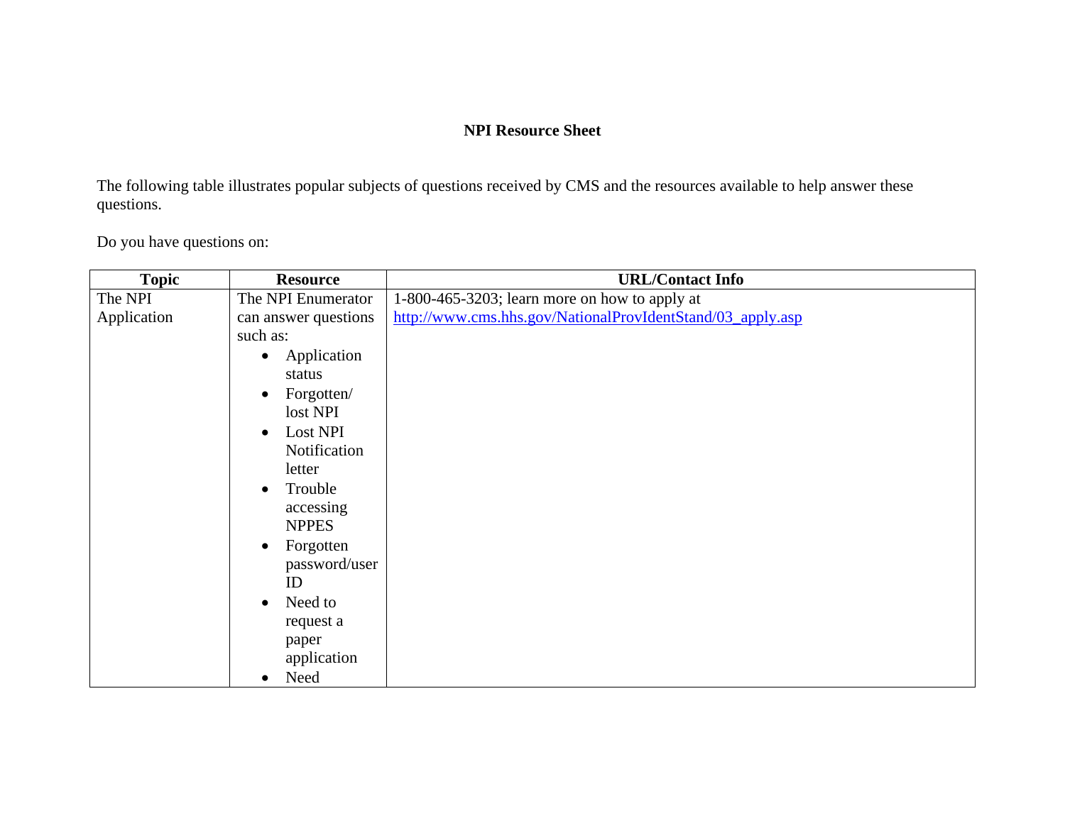**NPI Resource Sheet**

The following table illustrates popular subjects of questions received by CMS and the resources available to help answer these questions.

Do you have questions on:

| Topic | Resource | URL/Contact Info |
|---|---|---|
| The NPI Application | The NPI Enumerator can answer questions such as:<br>• Application status<br>• Forgotten/ lost NPI<br>• Lost NPI Notification letter<br>• Trouble accessing NPPES<br>• Forgotten password/user ID<br>• Need to request a paper application<br>• Need | 1-800-465-3203; learn more on how to apply at http://www.cms.hhs.gov/NationalProvIdentStand/03_apply.asp |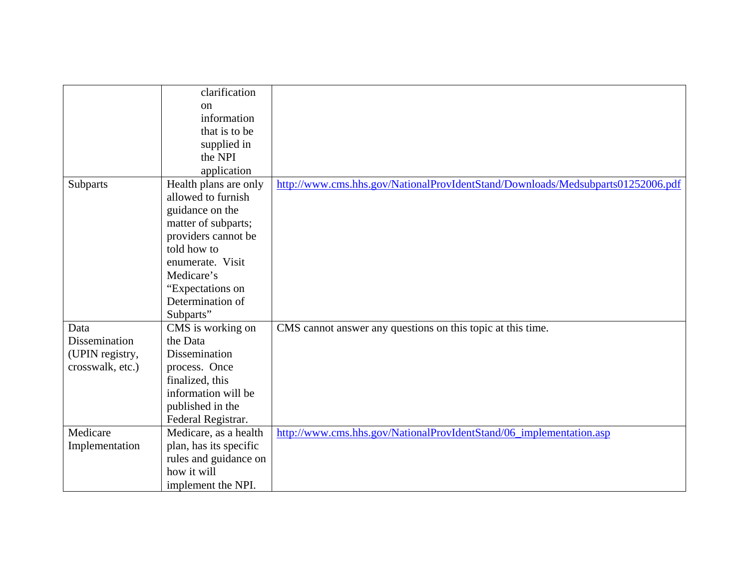| | | |
|---|---|---|
| | clarification on information that is to be supplied in the NPI application | |
| Subparts | Health plans are only allowed to furnish guidance on the matter of subparts; providers cannot be told how to enumerate. Visit Medicare's "Expectations on Determination of Subparts" | http://www.cms.hhs.gov/NationalProvIdentStand/Downloads/Medsubparts01252006.pdf |
| Data Dissemination (UPIN registry, crosswalk, etc.) | CMS is working on the Data Dissemination process. Once finalized, this information will be published in the Federal Registrar. | CMS cannot answer any questions on this topic at this time. |
| Medicare Implementation | Medicare, as a health plan, has its specific rules and guidance on how it will implement the NPI. | http://www.cms.hhs.gov/NationalProvIdentStand/06_implementation.asp |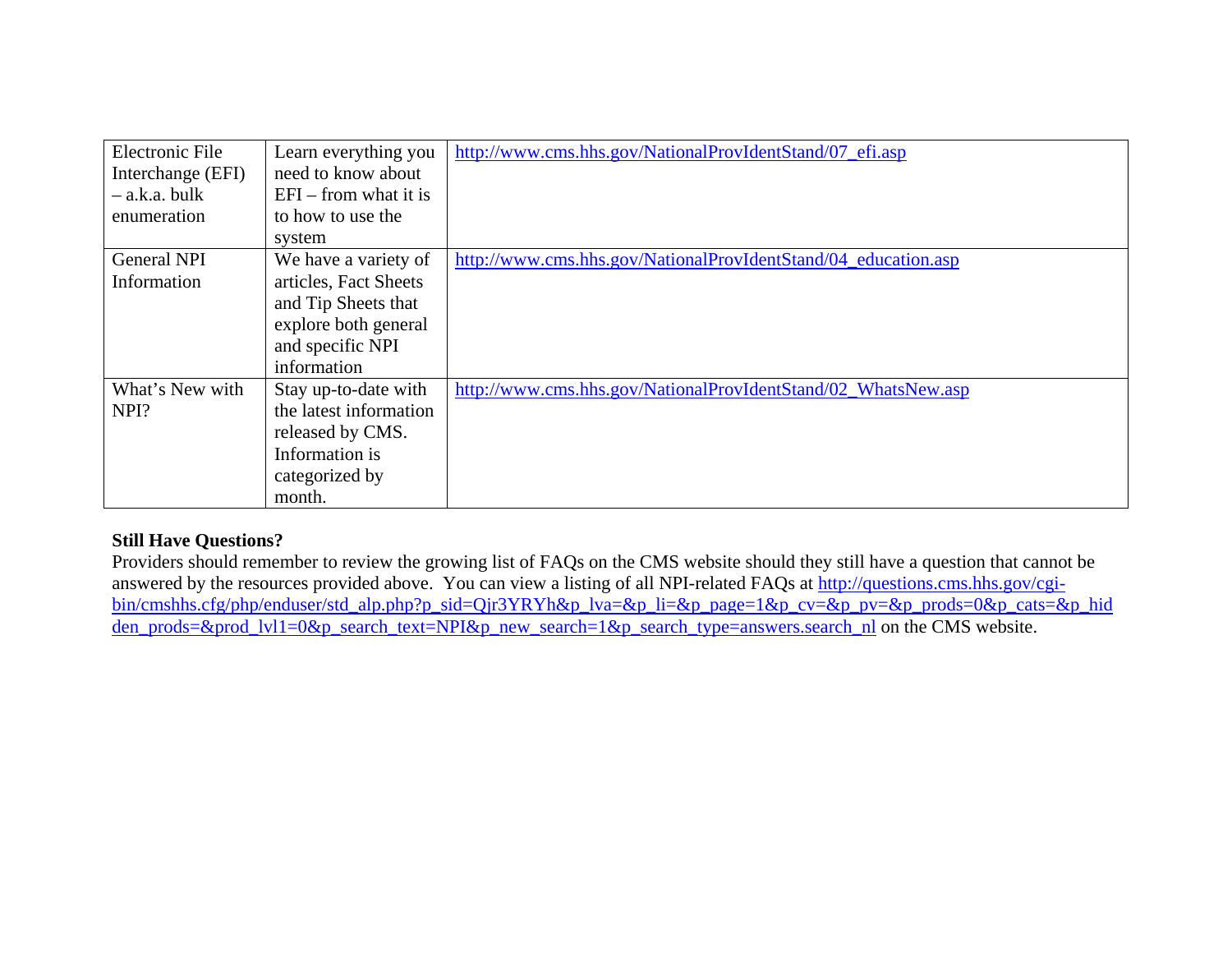| | | |
|---|---|---|
| Electronic File Interchange (EFI) – a.k.a. bulk enumeration | Learn everything you need to know about EFI – from what it is to how to use the system | http://www.cms.hhs.gov/NationalProvIdentStand/07_efi.asp |
| General NPI Information | We have a variety of articles, Fact Sheets and Tip Sheets that explore both general and specific NPI information | http://www.cms.hhs.gov/NationalProvIdentStand/04_education.asp |
| What's New with NPI? | Stay up-to-date with the latest information released by CMS. Information is categorized by month. | http://www.cms.hhs.gov/NationalProvIdentStand/02_WhatsNew.asp |

**Still Have Questions?**

Providers should remember to review the growing list of FAQs on the CMS website should they still have a question that cannot be answered by the resources provided above. You can view a listing of all NPI-related FAQs at http://questions.cms.hhs.gov/cgi-bin/cmshhs.cfg/php/enduser/std_alp.php?p_sid=Qjr3YRYh&p_lva=&p_li=&p_page=1&p_cv=&p_pv=&p_prods=0&p_cats=&p_hidden_prods=&prod_lvl1=0&p_search_text=NPI&p_new_search=1&p_search_type=answers.search_nl on the CMS website.